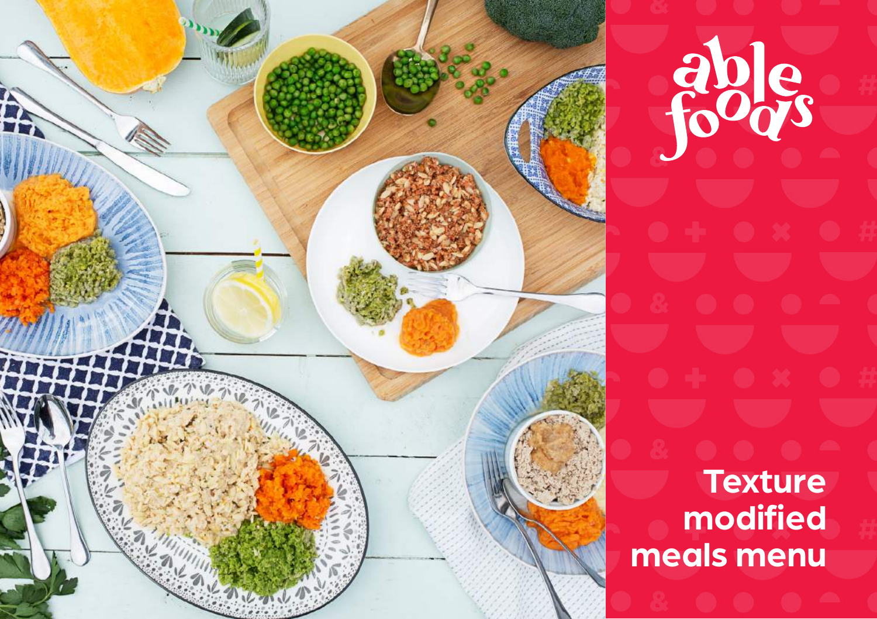able foods

# Texture modified meals menu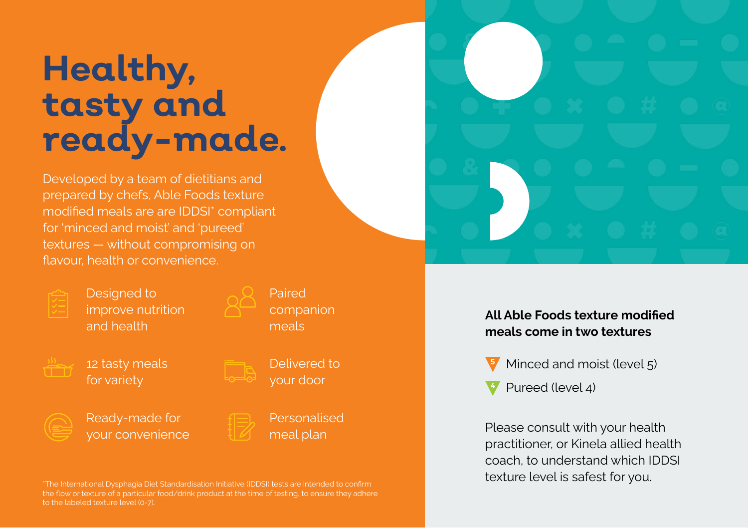# Healthy, tasty and ready-made.

Developed by a team of dietitians and prepared by chefs, Able Foods texture modified meals are are IDDSI* compliant for 'minced and moist' and 'pureed' textures — without compromising on flavour, health or convenience.

- Designed to improve nutrition and health
- Paired companion meals
- 12 tasty meals for variety
- Delivered to your door
- Ready-made for your convenience
- Personalised meal plan

*The International Dysphagia Diet Standardisation Initiative (IDDSI) tests are intended to confirm the flow or texture of a particular food/drink product at the time of testing, to ensure they adhere to the labeled texture level (0-7).

**All Able Foods texture modified meals come in two textures**

- 5 Minced and moist (level 5)
- 4 Pureed (level 4)

Please consult with your health practitioner, or Kinela allied health coach, to understand which IDDSI texture level is safest for you.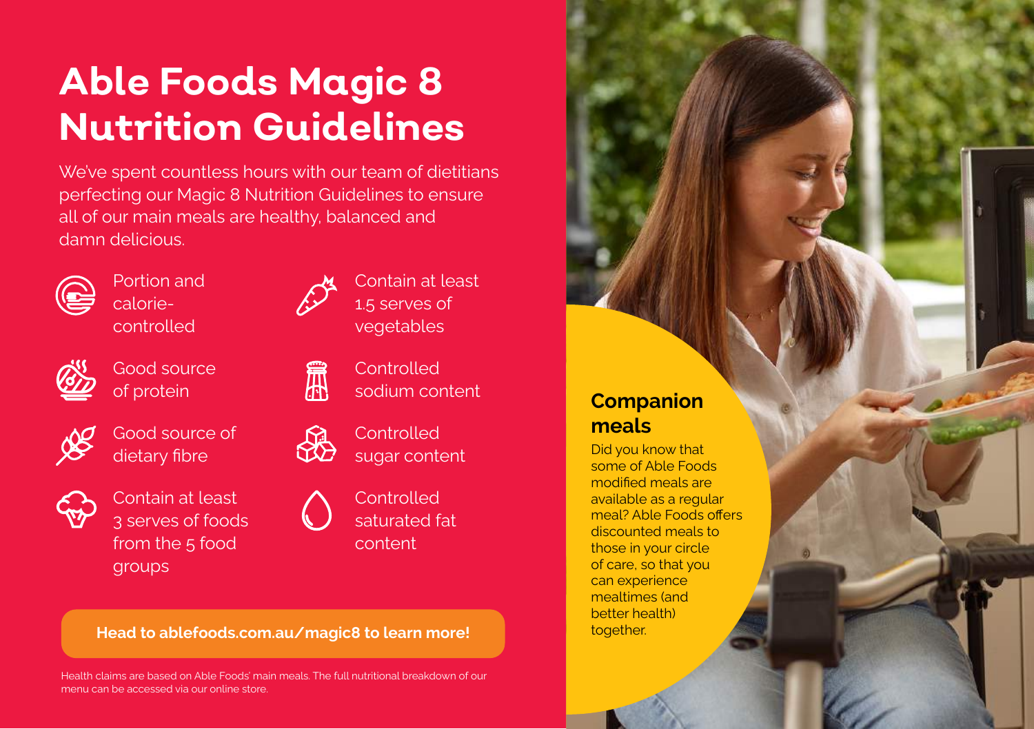# Able Foods Magic 8 Nutrition Guidelines

We've spent countless hours with our team of dietitians perfecting our Magic 8 Nutrition Guidelines to ensure all of our main meals are healthy, balanced and damn delicious.

- Portion and calorie-controlled
- Good source of protein
- Good source of dietary fibre
- Contain at least 3 serves of foods from the 5 food groups
- Contain at least 1.5 serves of vegetables
- Controlled sodium content
- Controlled sugar content
- Controlled saturated fat content

**Head to ablefoods.com.au/magic8 to learn more!**

Health claims are based on Able Foods' main meals. The full nutritional breakdown of our menu can be accessed via our online store.

## Companion meals

Did you know that some of Able Foods modified meals are available as a regular meal? Able Foods offers discounted meals to those in your circle of care, so that you can experience mealtimes (and better health) together.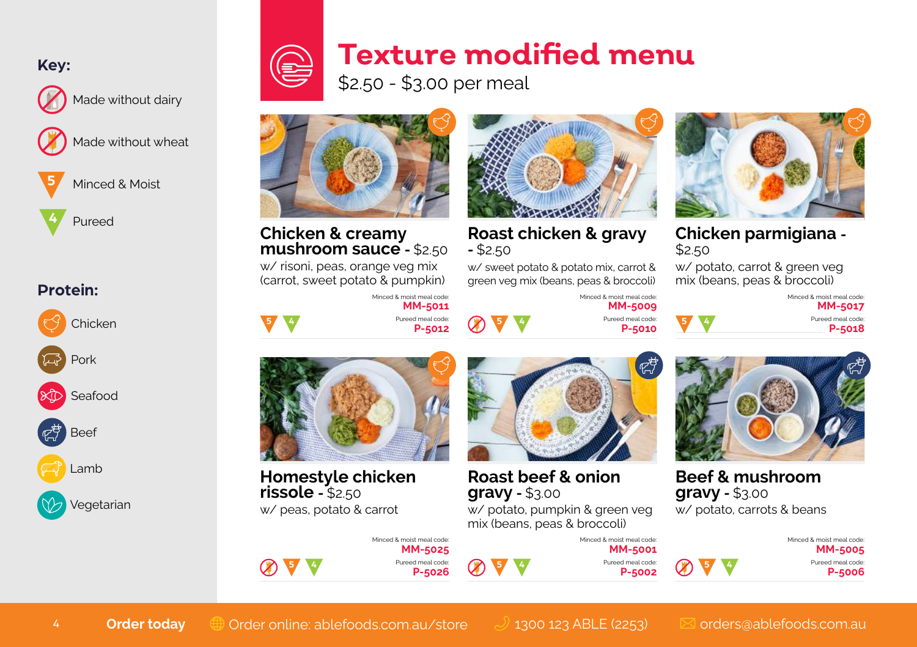**Key:**

- Made without dairy
- Made without wheat
- 5 Minced & Moist
- 4 Pureed

**Protein:**

- Chicken
- Pork
- Seafood
- Beef
- Lamb
- Vegetarian

# Texture modified menu

$2.50 - $3.00 per meal

### Chicken & creamy mushroom sauce - $2.50

w/ risoni, peas, orange veg mix (carrot, sweet potato & pumpkin)

5 4

Minced & moist meal code: **MM-5011**
Pureed meal code: **P-5012**

### Roast chicken & gravy - $2.50

w/ sweet potato & potato mix, carrot & green veg mix (beans, peas & broccoli)

Made without wheat, 5 4

Minced & moist meal code: **MM-5009**
Pureed meal code: **P-5010**

### Chicken parmigiana - $2.50

w/ potato, carrot & green veg mix (beans, peas & broccoli)

5 4

Minced & moist meal code: **MM-5017**
Pureed meal code: **P-5018**

### Homestyle chicken rissole - $2.50

w/ peas, potato & carrot

Made without wheat, 5 4

Minced & moist meal code: **MM-5025**
Pureed meal code: **P-5026**

### Roast beef & onion gravy - $3.00

w/ potato, pumpkin & green veg mix (beans, peas & broccoli)

Made without wheat, 5 4

Minced & moist meal code: **MM-5001**
Pureed meal code: **P-5002**

### Beef & mushroom gravy - $3.00

w/ potato, carrots & beans

Made without wheat, 5 4

Minced & moist meal code: **MM-5005**
Pureed meal code: **P-5006**

**Order today** Order online: ablefoods.com.au/store 1300 123 ABLE (2253) orders@ablefoods.com.au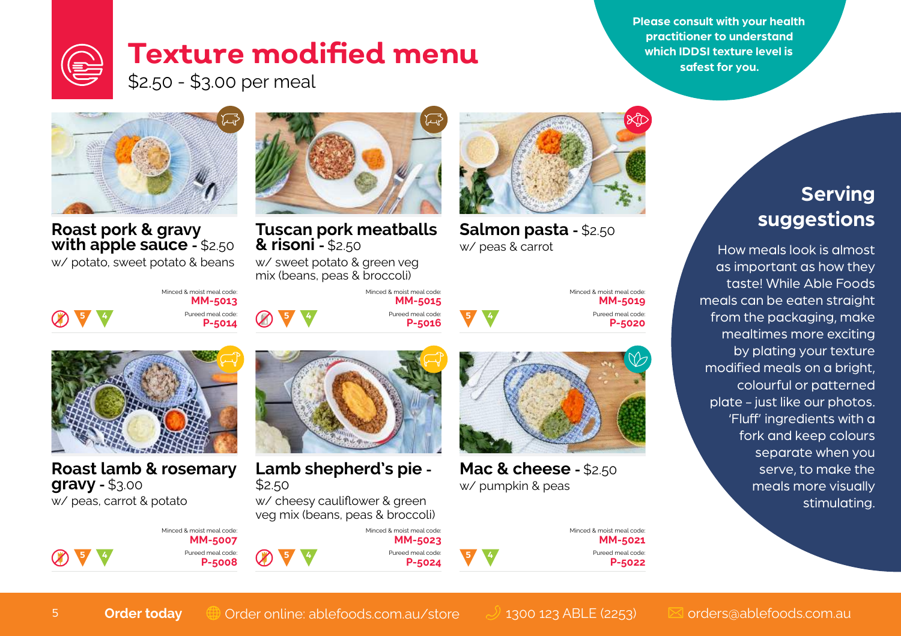# Texture modified menu

$2.50 - $3.00 per meal

**Please consult with your health practitioner to understand which IDDSI texture level is safest for you.**

### Roast pork & gravy with apple sauce - $2.50

w/ potato, sweet potato & beans

Minced & moist meal code: **MM-5013**
Pureed meal code: **P-5014**

5 4

### Tuscan pork meatballs & risoni - $2.50

w/ sweet potato & green veg mix (beans, peas & broccoli)

Minced & moist meal code: **MM-5015**
Pureed meal code: **P-5016**

5 4

### Salmon pasta - $2.50

w/ peas & carrot

Minced & moist meal code: **MM-5019**
Pureed meal code: **P-5020**

5 4

### Roast lamb & rosemary gravy - $3.00

w/ peas, carrot & potato

Minced & moist meal code: **MM-5007**
Pureed meal code: **P-5008**

5 4

### Lamb shepherd's pie - $2.50

w/ cheesy cauliflower & green veg mix (beans, peas & broccoli)

Minced & moist meal code: **MM-5023**
Pureed meal code: **P-5024**

5 4

### Mac & cheese - $2.50

w/ pumpkin & peas

Minced & moist meal code: **MM-5021**
Pureed meal code: **P-5022**

5 4

## Serving suggestions

How meals look is almost as important as how they taste! While Able Foods meals can be eaten straight from the packaging, make mealtimes more exciting by plating your texture modified meals on a bright, colourful or patterned plate – just like our photos. 'Fluff' ingredients with a fork and keep colours separate when you serve, to make the meals more visually stimulating.

**Order today** Order online: ablefoods.com.au/store 1300 123 ABLE (2253) orders@ablefoods.com.au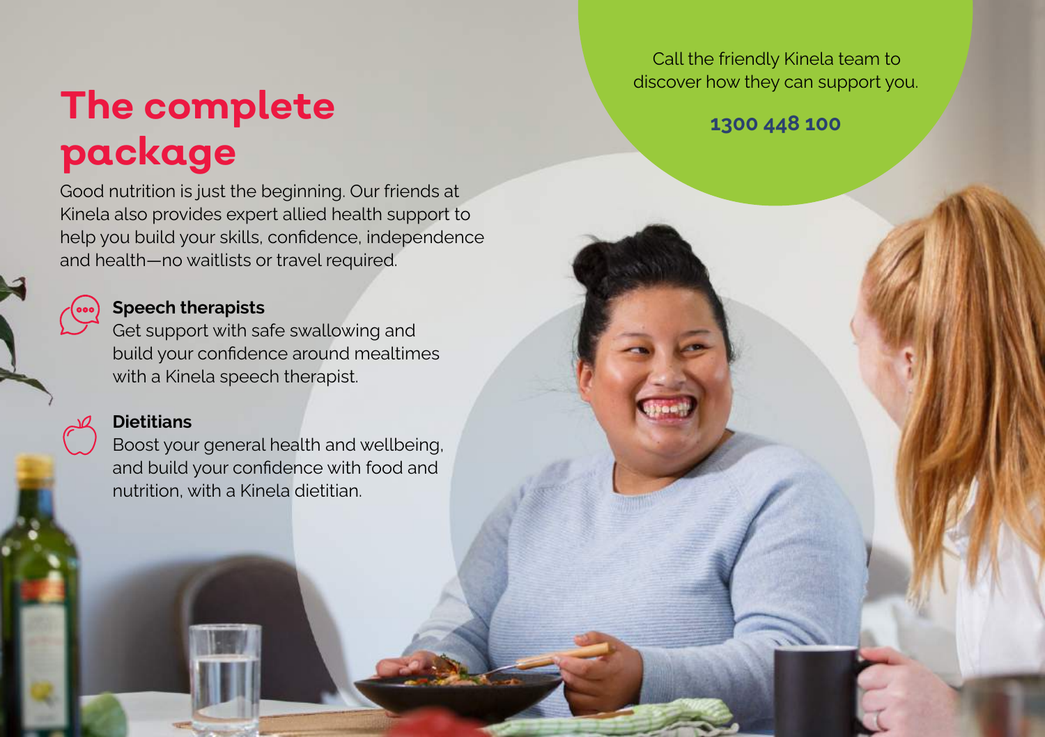# The complete package

Good nutrition is just the beginning. Our friends at Kinela also provides expert allied health support to help you build your skills, confidence, independence and health—no waitlists or travel required.

### Speech therapists

Get support with safe swallowing and build your confidence around mealtimes with a Kinela speech therapist.

### Dietitians

Boost your general health and wellbeing, and build your confidence with food and nutrition, with a Kinela dietitian.

Call the friendly Kinela team to discover how they can support you.

**1300 448 100**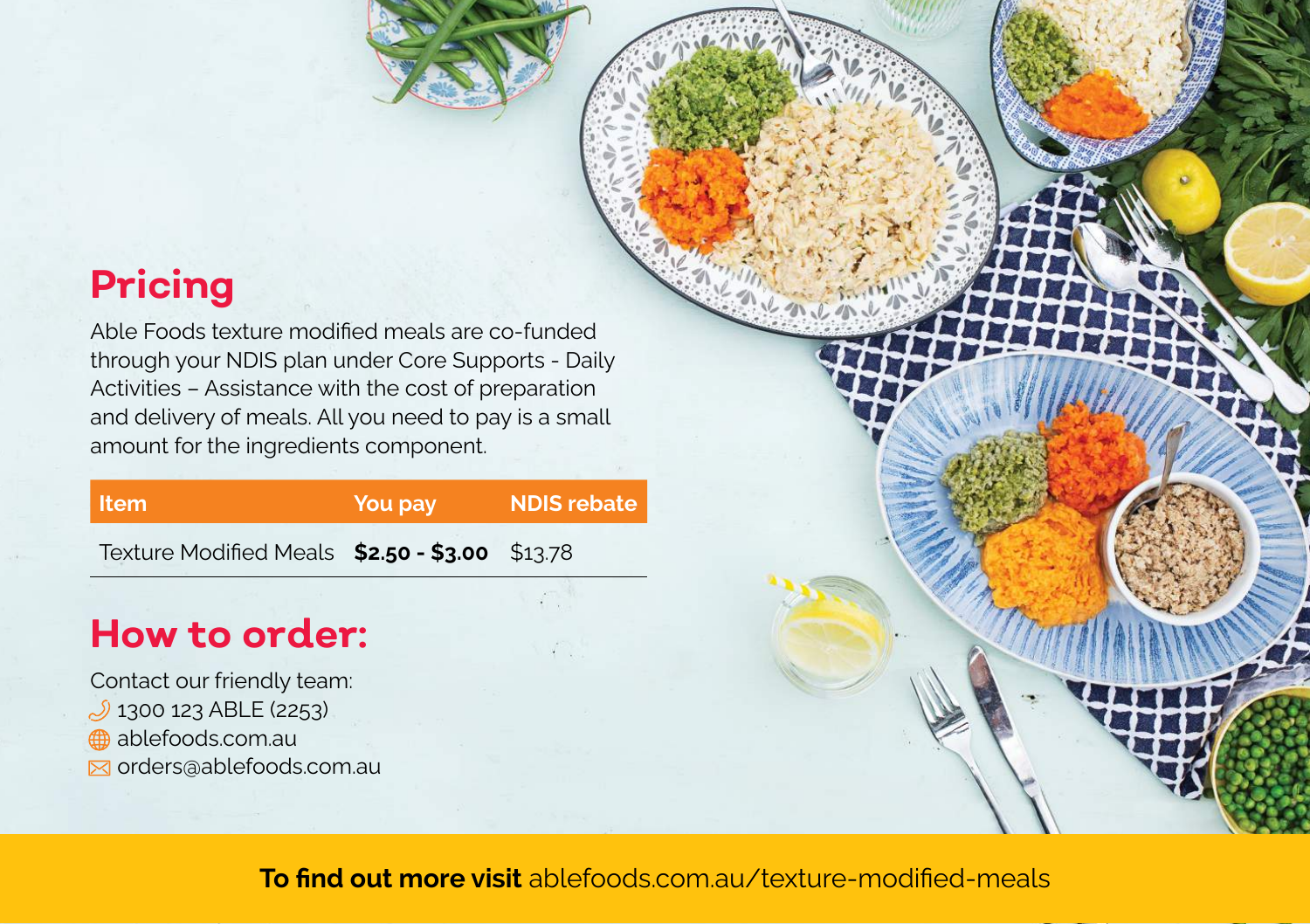## Pricing

Able Foods texture modified meals are co-funded through your NDIS plan under Core Supports - Daily Activities – Assistance with the cost of preparation and delivery of meals. All you need to pay is a small amount for the ingredients component.

| Item | You pay | NDIS rebate |
|---|---|---|
| Texture Modified Meals | **$2.50 - $3.00** | $13.78 |

## How to order:

Contact our friendly team:

1300 123 ABLE (2253)

ablefoods.com.au

orders@ablefoods.com.au

**To find out more visit** ablefoods.com.au/texture-modified-meals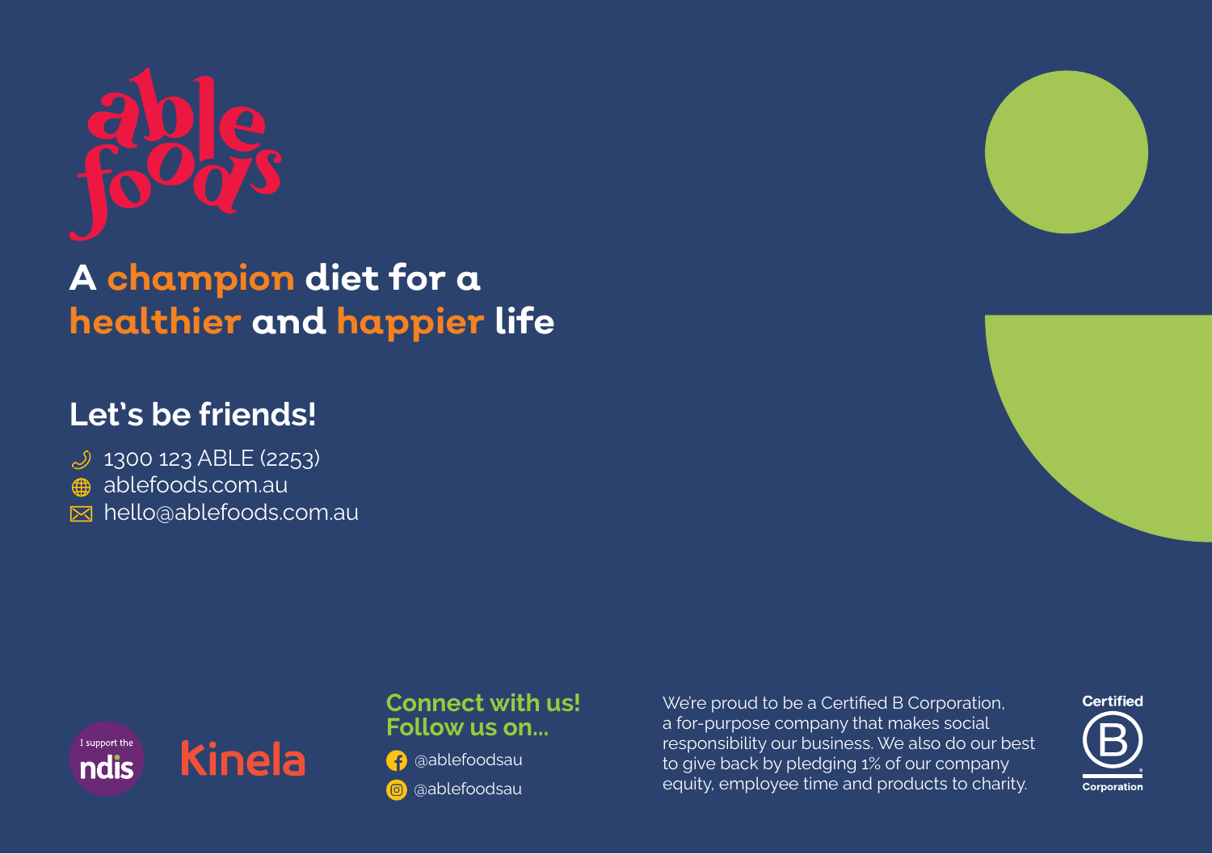# able foods

## A champion diet for a healthier and happier life

### Let's be friends!

- 1300 123 ABLE (2253)
- ablefoods.com.au
- hello@ablefoods.com.au

I support the ndis

Kinela

**Connect with us! Follow us on...**

- @ablefoodsau
- @ablefoodsau

We're proud to be a Certified B Corporation, a for-purpose company that makes social responsibility our business. We also do our best to give back by pledging 1% of our company equity, employee time and products to charity.

Certified B Corporation